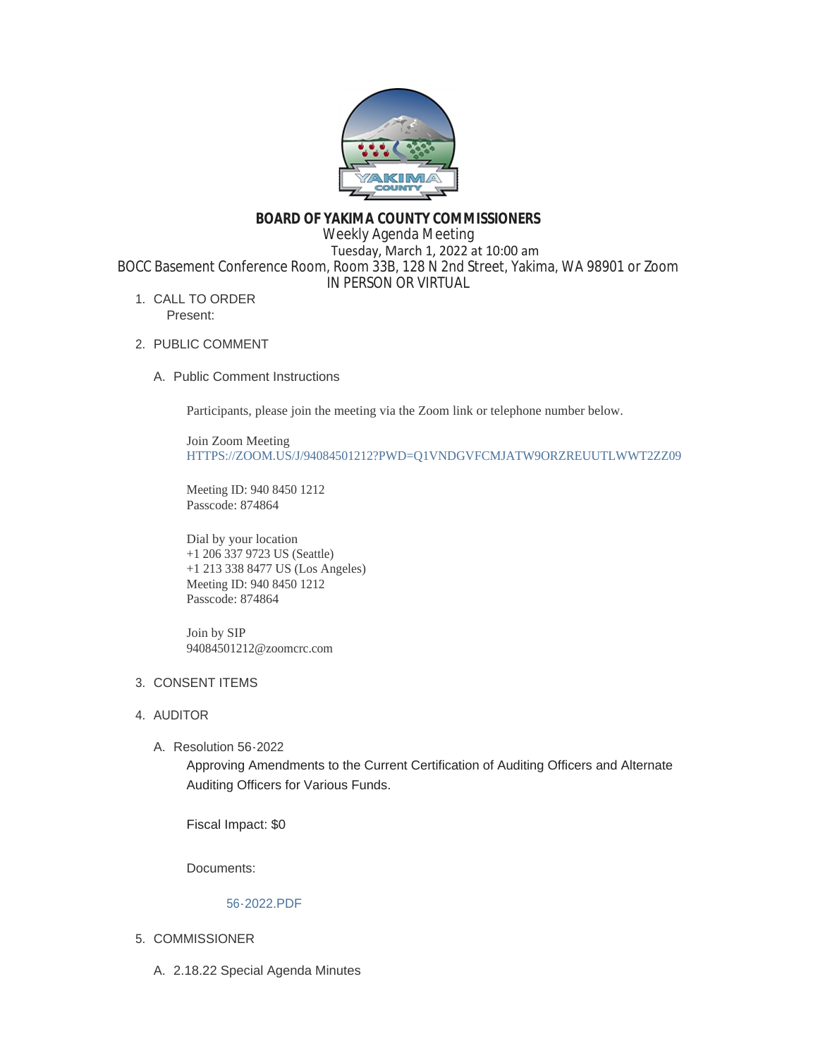**BOARD OF YAKIMA COUNTY COMMISSIONERS**
Weekly Agenda Meeting
Tuesday, March 1, 2022 at 10:00 am
BOCC Basement Conference Room, Room 33B, 128 N 2nd Street, Yakima, WA 98901 or Zoom
IN PERSON OR VIRTUAL

1. CALL TO ORDER
   Present:

2. PUBLIC COMMENT

   A. Public Comment Instructions

      Participants, please join the meeting via the Zoom link or telephone number below.

      Join Zoom Meeting
      HTTPS://ZOOM.US/J/94084501212?PWD=Q1VNDGVFCMJATW9ORZREUUTLWWT2ZZ09

      Meeting ID: 940 8450 1212
      Passcode: 874864

      Dial by your location
      +1 206 337 9723 US (Seattle)
      +1 213 338 8477 US (Los Angeles)
      Meeting ID: 940 8450 1212
      Passcode: 874864

      Join by SIP
      94084501212@zoomcrc.com

3. CONSENT ITEMS

4. AUDITOR

   A. Resolution 56-2022
      Approving Amendments to the Current Certification of Auditing Officers and Alternate Auditing Officers for Various Funds.

      Fiscal Impact: $0

      Documents:

      56-2022.PDF

5. COMMISSIONER

   A. 2.18.22 Special Agenda Minutes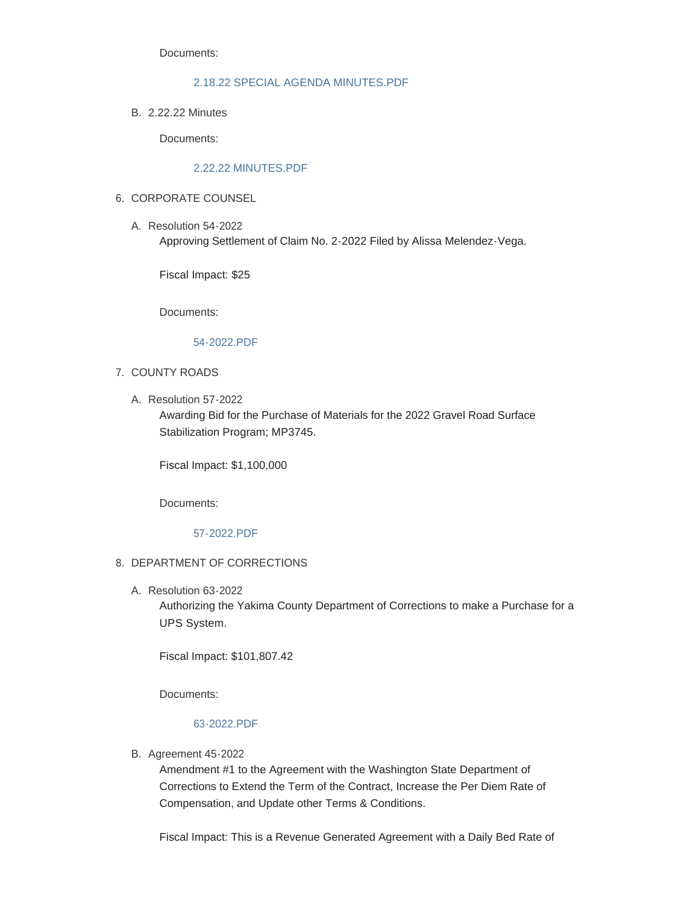Documents:

2.18.22 SPECIAL AGENDA MINUTES.PDF

B. 2.22.22 Minutes

Documents:

2.22.22 MINUTES.PDF

6. CORPORATE COUNSEL

A. Resolution 54-2022
Approving Settlement of Claim No. 2-2022 Filed by Alissa Melendez-Vega.

Fiscal Impact: $25

Documents:

54-2022.PDF

7. COUNTY ROADS

A. Resolution 57-2022
Awarding Bid for the Purchase of Materials for the 2022 Gravel Road Surface Stabilization Program; MP3745.

Fiscal Impact: $1,100,000

Documents:

57-2022.PDF

8. DEPARTMENT OF CORRECTIONS

A. Resolution 63-2022
Authorizing the Yakima County Department of Corrections to make a Purchase for a UPS System.

Fiscal Impact: $101,807.42

Documents:

63-2022.PDF

B. Agreement 45-2022
Amendment #1 to the Agreement with the Washington State Department of Corrections to Extend the Term of the Contract, Increase the Per Diem Rate of Compensation, and Update other Terms & Conditions.

Fiscal Impact: This is a Revenue Generated Agreement with a Daily Bed Rate of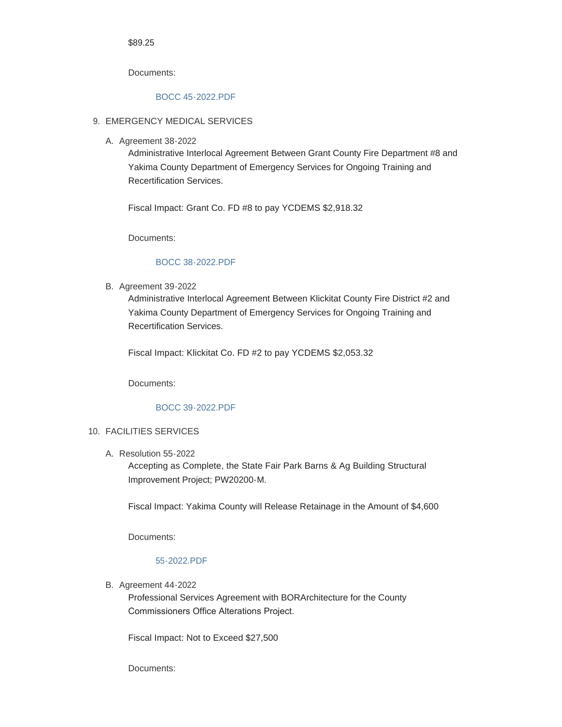$89.25

Documents:

BOCC 45-2022.PDF

9. EMERGENCY MEDICAL SERVICES

   A. Agreement 38-2022

      Administrative Interlocal Agreement Between Grant County Fire Department #8 and Yakima County Department of Emergency Services for Ongoing Training and Recertification Services.

      Fiscal Impact: Grant Co. FD #8 to pay YCDEMS $2,918.32

      Documents:

      BOCC 38-2022.PDF

   B. Agreement 39-2022

      Administrative Interlocal Agreement Between Klickitat County Fire District #2 and Yakima County Department of Emergency Services for Ongoing Training and Recertification Services.

      Fiscal Impact: Klickitat Co. FD #2 to pay YCDEMS $2,053.32

      Documents:

      BOCC 39-2022.PDF

10. FACILITIES SERVICES

   A. Resolution 55-2022

      Accepting as Complete, the State Fair Park Barns & Ag Building Structural Improvement Project; PW20200-M.

      Fiscal Impact: Yakima County will Release Retainage in the Amount of $4,600

      Documents:

      55-2022.PDF

   B. Agreement 44-2022

      Professional Services Agreement with BORArchitecture for the County Commissioners Office Alterations Project.

      Fiscal Impact: Not to Exceed $27,500

      Documents: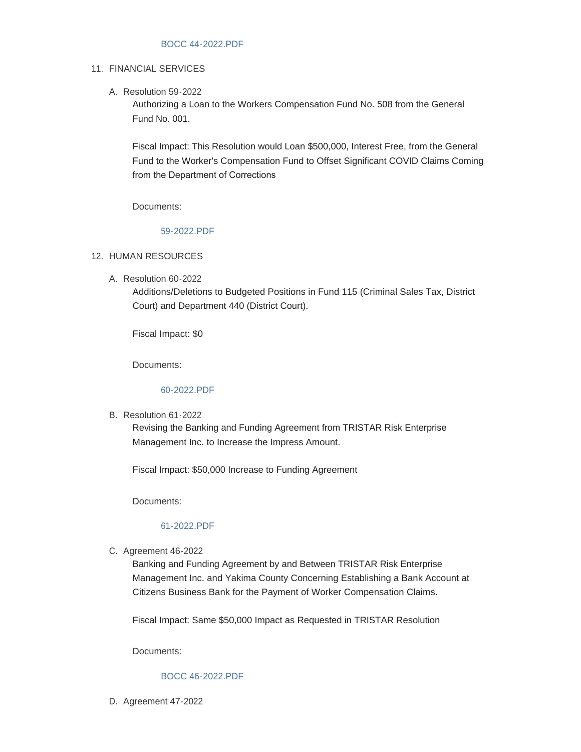BOCC 44-2022.PDF

11. FINANCIAL SERVICES

   A. Resolution 59-2022

      Authorizing a Loan to the Workers Compensation Fund No. 508 from the General Fund No. 001.

      Fiscal Impact: This Resolution would Loan $500,000, Interest Free, from the General Fund to the Worker's Compensation Fund to Offset Significant COVID Claims Coming from the Department of Corrections

      Documents:

      59-2022.PDF

12. HUMAN RESOURCES

   A. Resolution 60-2022

      Additions/Deletions to Budgeted Positions in Fund 115 (Criminal Sales Tax, District Court) and Department 440 (District Court).

      Fiscal Impact: $0

      Documents:

      60-2022.PDF

   B. Resolution 61-2022

      Revising the Banking and Funding Agreement from TRISTAR Risk Enterprise Management Inc. to Increase the Impress Amount.

      Fiscal Impact: $50,000 Increase to Funding Agreement

      Documents:

      61-2022.PDF

   C. Agreement 46-2022

      Banking and Funding Agreement by and Between TRISTAR Risk Enterprise Management Inc. and Yakima County Concerning Establishing a Bank Account at Citizens Business Bank for the Payment of Worker Compensation Claims.

      Fiscal Impact: Same $50,000 Impact as Requested in TRISTAR Resolution

      Documents:

      BOCC 46-2022.PDF

   D. Agreement 47-2022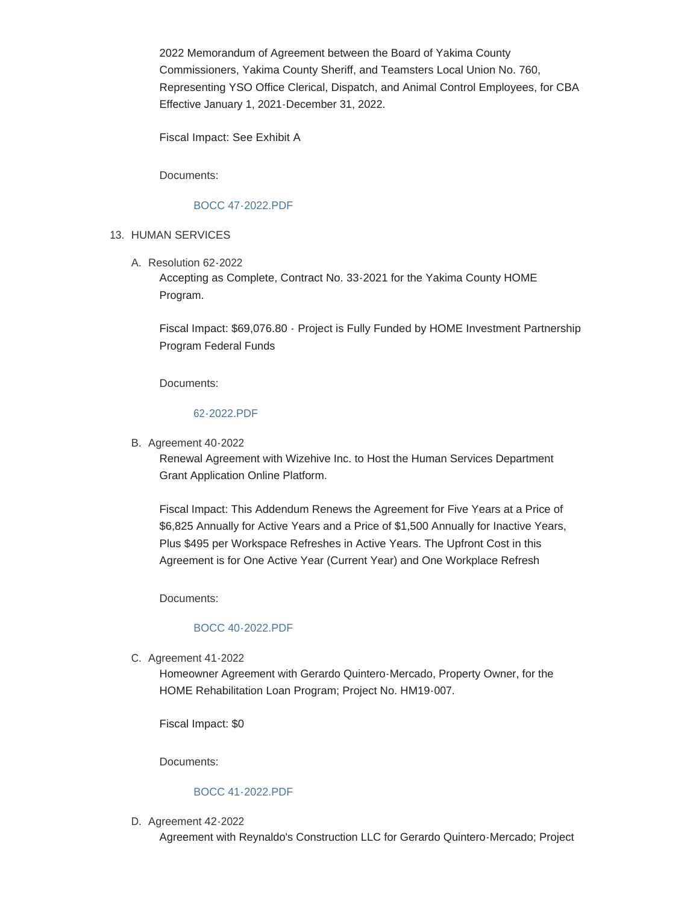2022 Memorandum of Agreement between the Board of Yakima County Commissioners, Yakima County Sheriff, and Teamsters Local Union No. 760, Representing YSO Office Clerical, Dispatch, and Animal Control Employees, for CBA Effective January 1, 2021-December 31, 2022.

Fiscal Impact: See Exhibit A

Documents:

BOCC 47-2022.PDF

13. HUMAN SERVICES

   A. Resolution 62-2022

   Accepting as Complete, Contract No. 33-2021 for the Yakima County HOME Program.

   Fiscal Impact: $69,076.80 - Project is Fully Funded by HOME Investment Partnership Program Federal Funds

   Documents:

   62-2022.PDF

   B. Agreement 40-2022

   Renewal Agreement with Wizehive Inc. to Host the Human Services Department Grant Application Online Platform.

   Fiscal Impact: This Addendum Renews the Agreement for Five Years at a Price of $6,825 Annually for Active Years and a Price of $1,500 Annually for Inactive Years, Plus $495 per Workspace Refreshes in Active Years. The Upfront Cost in this Agreement is for One Active Year (Current Year) and One Workplace Refresh

   Documents:

   BOCC 40-2022.PDF

   C. Agreement 41-2022

   Homeowner Agreement with Gerardo Quintero-Mercado, Property Owner, for the HOME Rehabilitation Loan Program; Project No. HM19-007.

   Fiscal Impact: $0

   Documents:

   BOCC 41-2022.PDF

   D. Agreement 42-2022

   Agreement with Reynaldo's Construction LLC for Gerardo Quintero-Mercado; Project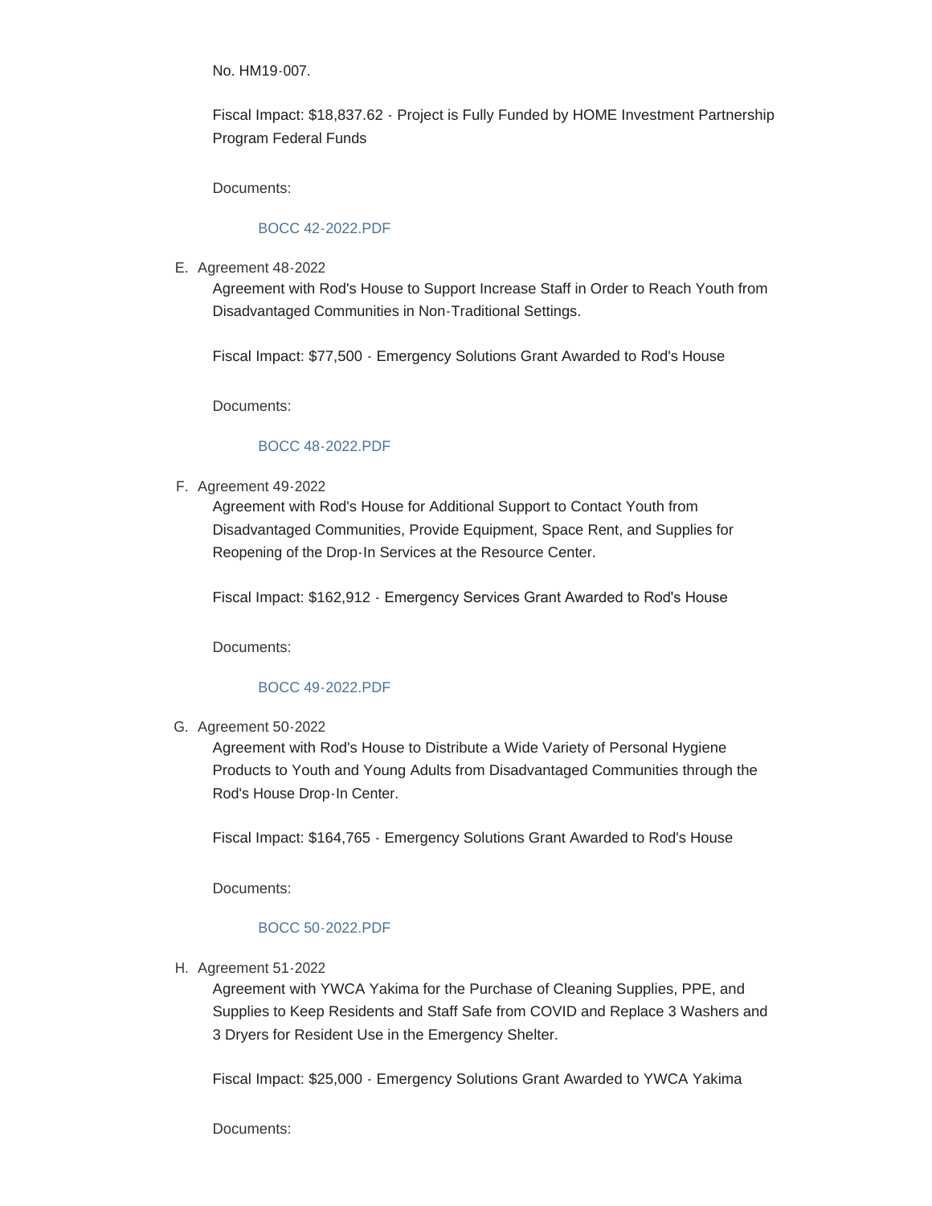No. HM19-007.

Fiscal Impact: $18,837.62 - Project is Fully Funded by HOME Investment Partnership Program Federal Funds

Documents:

BOCC 42-2022.PDF

E. Agreement 48-2022

Agreement with Rod's House to Support Increase Staff in Order to Reach Youth from Disadvantaged Communities in Non-Traditional Settings.

Fiscal Impact: $77,500 - Emergency Solutions Grant Awarded to Rod's House

Documents:

BOCC 48-2022.PDF

F. Agreement 49-2022

Agreement with Rod's House for Additional Support to Contact Youth from Disadvantaged Communities, Provide Equipment, Space Rent, and Supplies for Reopening of the Drop-In Services at the Resource Center.

Fiscal Impact: $162,912 - Emergency Services Grant Awarded to Rod's House

Documents:

BOCC 49-2022.PDF

G. Agreement 50-2022

Agreement with Rod's House to Distribute a Wide Variety of Personal Hygiene Products to Youth and Young Adults from Disadvantaged Communities through the Rod's House Drop-In Center.

Fiscal Impact: $164,765 - Emergency Solutions Grant Awarded to Rod's House

Documents:

BOCC 50-2022.PDF

H. Agreement 51-2022

Agreement with YWCA Yakima for the Purchase of Cleaning Supplies, PPE, and Supplies to Keep Residents and Staff Safe from COVID and Replace 3 Washers and 3 Dryers for Resident Use in the Emergency Shelter.

Fiscal Impact: $25,000 - Emergency Solutions Grant Awarded to YWCA Yakima

Documents: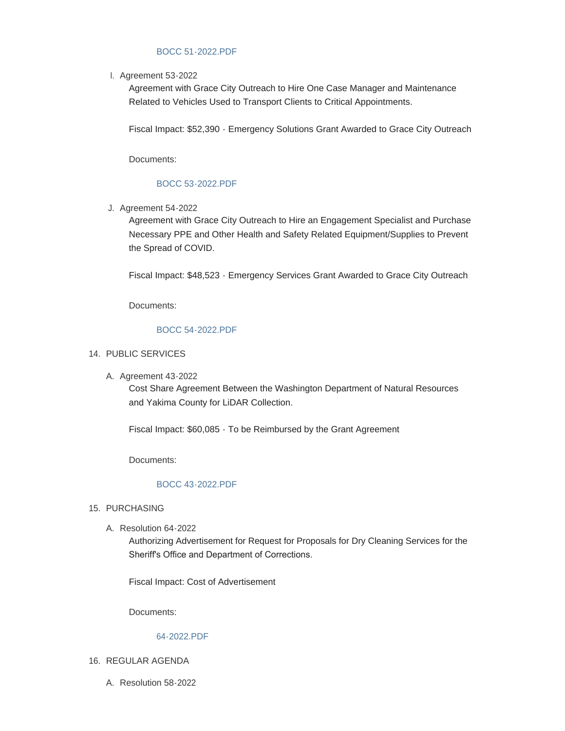BOCC 51-2022.PDF

I. Agreement 53-2022

   Agreement with Grace City Outreach to Hire One Case Manager and Maintenance Related to Vehicles Used to Transport Clients to Critical Appointments.

   Fiscal Impact: $52,390 - Emergency Solutions Grant Awarded to Grace City Outreach

   Documents:

   BOCC 53-2022.PDF

J. Agreement 54-2022

   Agreement with Grace City Outreach to Hire an Engagement Specialist and Purchase Necessary PPE and Other Health and Safety Related Equipment/Supplies to Prevent the Spread of COVID.

   Fiscal Impact: $48,523 - Emergency Services Grant Awarded to Grace City Outreach

   Documents:

   BOCC 54-2022.PDF

14. PUBLIC SERVICES

   A. Agreement 43-2022

      Cost Share Agreement Between the Washington Department of Natural Resources and Yakima County for LiDAR Collection.

      Fiscal Impact: $60,085 - To be Reimbursed by the Grant Agreement

      Documents:

      BOCC 43-2022.PDF

15. PURCHASING

   A. Resolution 64-2022

      Authorizing Advertisement for Request for Proposals for Dry Cleaning Services for the Sheriff's Office and Department of Corrections.

      Fiscal Impact: Cost of Advertisement

      Documents:

      64-2022.PDF

16. REGULAR AGENDA

   A. Resolution 58-2022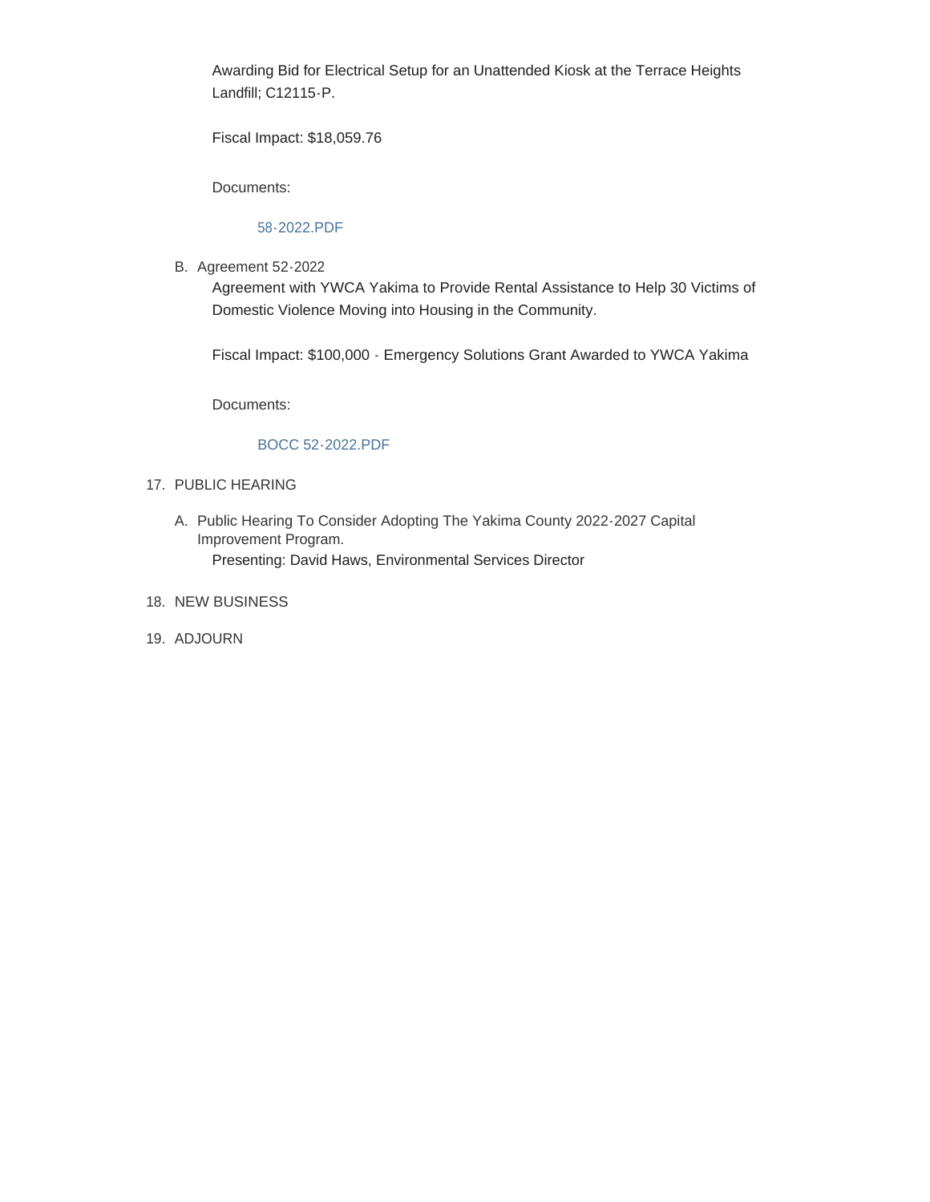Awarding Bid for Electrical Setup for an Unattended Kiosk at the Terrace Heights Landfill; C12115-P.

Fiscal Impact: $18,059.76

Documents:

58-2022.PDF

B. Agreement 52-2022

Agreement with YWCA Yakima to Provide Rental Assistance to Help 30 Victims of Domestic Violence Moving into Housing in the Community.

Fiscal Impact: $100,000 - Emergency Solutions Grant Awarded to YWCA Yakima

Documents:

BOCC 52-2022.PDF

17. PUBLIC HEARING

A. Public Hearing To Consider Adopting The Yakima County 2022-2027 Capital Improvement Program.

Presenting: David Haws, Environmental Services Director

18. NEW BUSINESS

19. ADJOURN